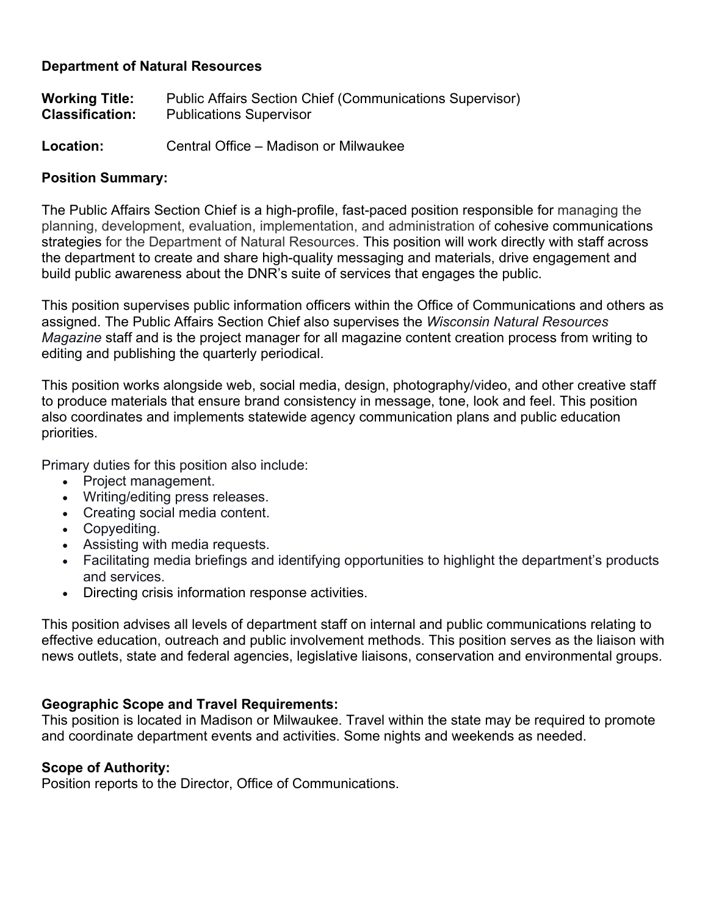**Department of Natural Resources**

**Working Title:** Public Affairs Section Chief (Communications Supervisor)
**Classification:** Publications Supervisor

**Location:** Central Office – Madison or Milwaukee

**Position Summary:**

The Public Affairs Section Chief is a high-profile, fast-paced position responsible for managing the planning, development, evaluation, implementation, and administration of cohesive communications strategies for the Department of Natural Resources. This position will work directly with staff across the department to create and share high-quality messaging and materials, drive engagement and build public awareness about the DNR's suite of services that engages the public.

This position supervises public information officers within the Office of Communications and others as assigned. The Public Affairs Section Chief also supervises the *Wisconsin Natural Resources Magazine* staff and is the project manager for all magazine content creation process from writing to editing and publishing the quarterly periodical.

This position works alongside web, social media, design, photography/video, and other creative staff to produce materials that ensure brand consistency in message, tone, look and feel. This position also coordinates and implements statewide agency communication plans and public education priorities.

Primary duties for this position also include:

- Project management.
- Writing/editing press releases.
- Creating social media content.
- Copyediting.
- Assisting with media requests.
- Facilitating media briefings and identifying opportunities to highlight the department's products and services.
- Directing crisis information response activities.

This position advises all levels of department staff on internal and public communications relating to effective education, outreach and public involvement methods. This position serves as the liaison with news outlets, state and federal agencies, legislative liaisons, conservation and environmental groups.

**Geographic Scope and Travel Requirements:**
This position is located in Madison or Milwaukee. Travel within the state may be required to promote and coordinate department events and activities. Some nights and weekends as needed.

**Scope of Authority:**
Position reports to the Director, Office of Communications.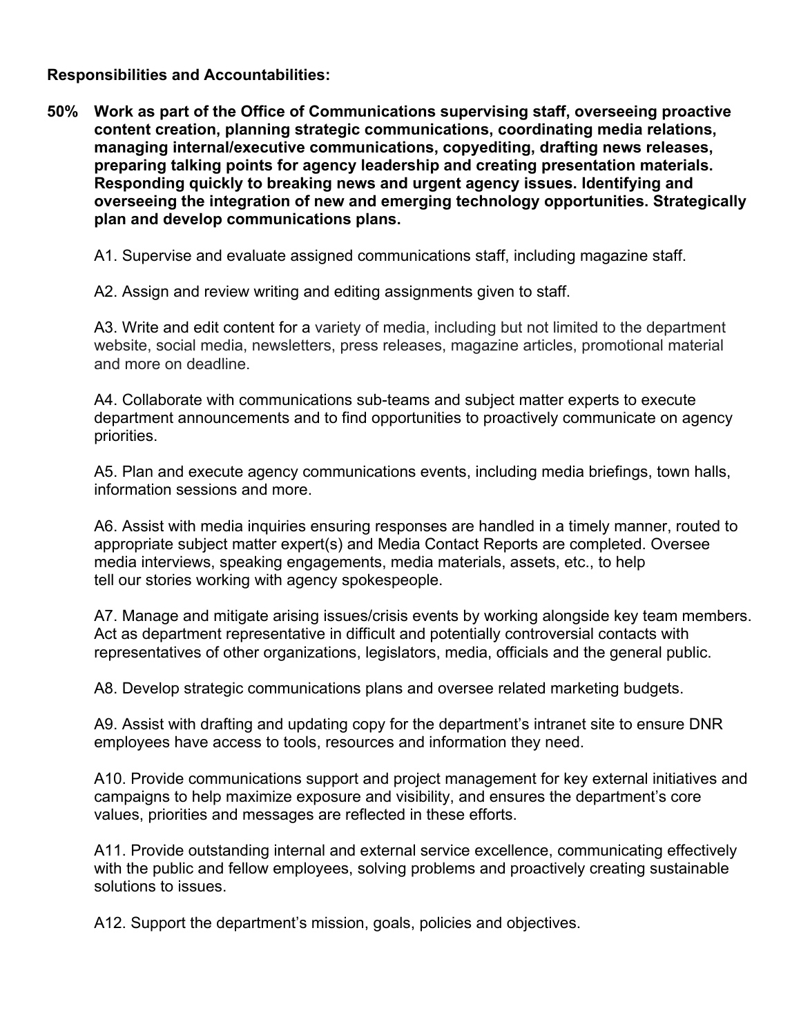**Responsibilities and Accountabilities:**

**50% Work as part of the Office of Communications supervising staff, overseeing proactive content creation, planning strategic communications, coordinating media relations, managing internal/executive communications, copyediting, drafting news releases, preparing talking points for agency leadership and creating presentation materials. Responding quickly to breaking news and urgent agency issues. Identifying and overseeing the integration of new and emerging technology opportunities. Strategically plan and develop communications plans.**

A1. Supervise and evaluate assigned communications staff, including magazine staff.

A2. Assign and review writing and editing assignments given to staff.

A3. Write and edit content for a variety of media, including but not limited to the department website, social media, newsletters, press releases, magazine articles, promotional material and more on deadline.

A4. Collaborate with communications sub-teams and subject matter experts to execute department announcements and to find opportunities to proactively communicate on agency priorities.

A5. Plan and execute agency communications events, including media briefings, town halls, information sessions and more.

A6. Assist with media inquiries ensuring responses are handled in a timely manner, routed to appropriate subject matter expert(s) and Media Contact Reports are completed. Oversee media interviews, speaking engagements, media materials, assets, etc., to help tell our stories working with agency spokespeople.

A7. Manage and mitigate arising issues/crisis events by working alongside key team members. Act as department representative in difficult and potentially controversial contacts with representatives of other organizations, legislators, media, officials and the general public.

A8. Develop strategic communications plans and oversee related marketing budgets.

A9. Assist with drafting and updating copy for the department's intranet site to ensure DNR employees have access to tools, resources and information they need.

A10. Provide communications support and project management for key external initiatives and campaigns to help maximize exposure and visibility, and ensures the department's core values, priorities and messages are reflected in these efforts.

A11. Provide outstanding internal and external service excellence, communicating effectively with the public and fellow employees, solving problems and proactively creating sustainable solutions to issues.

A12. Support the department's mission, goals, policies and objectives.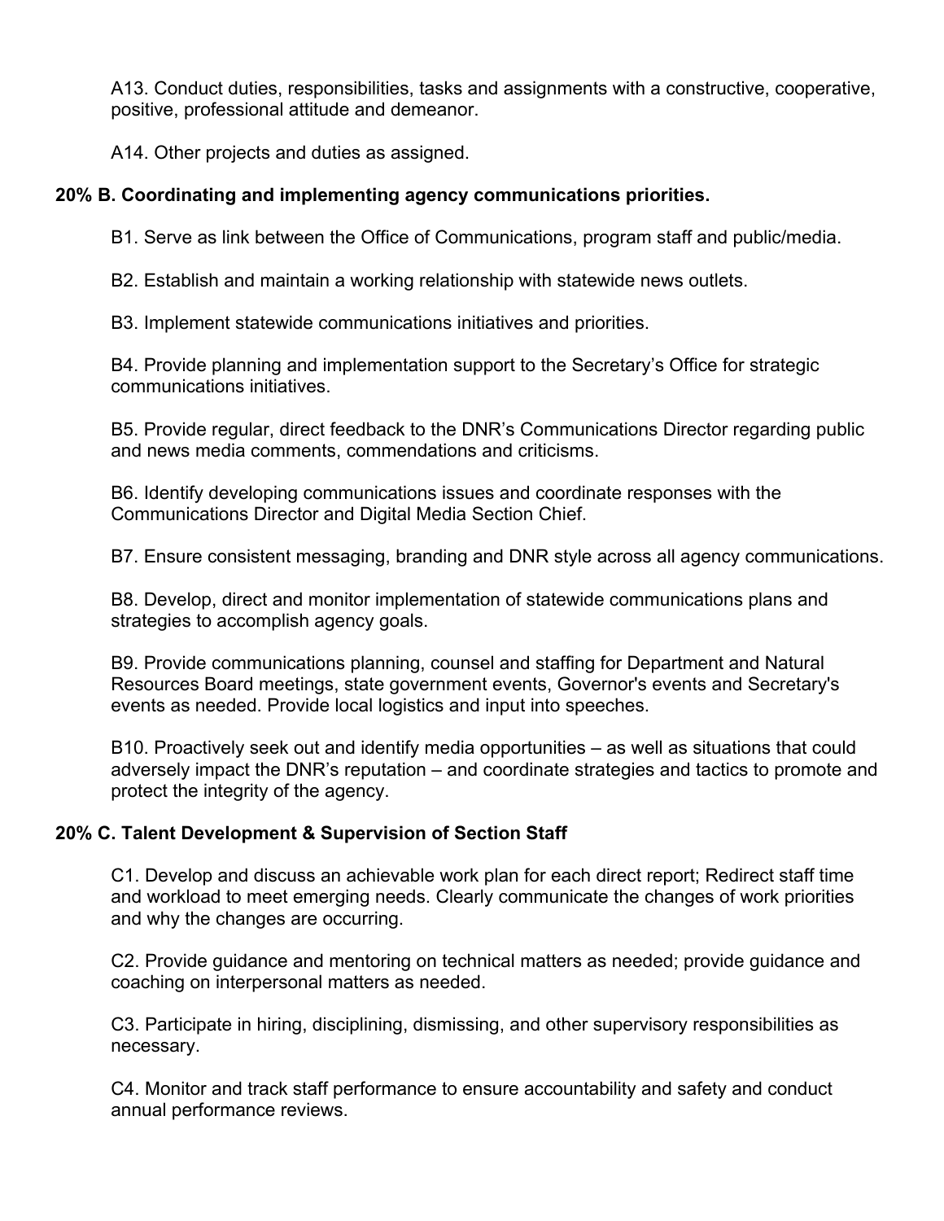A13. Conduct duties, responsibilities, tasks and assignments with a constructive, cooperative, positive, professional attitude and demeanor.

A14. Other projects and duties as assigned.

**20% B. Coordinating and implementing agency communications priorities.**

B1. Serve as link between the Office of Communications, program staff and public/media.

B2. Establish and maintain a working relationship with statewide news outlets.

B3. Implement statewide communications initiatives and priorities.

B4. Provide planning and implementation support to the Secretary's Office for strategic communications initiatives.

B5. Provide regular, direct feedback to the DNR's Communications Director regarding public and news media comments, commendations and criticisms.

B6. Identify developing communications issues and coordinate responses with the Communications Director and Digital Media Section Chief.

B7. Ensure consistent messaging, branding and DNR style across all agency communications.

B8. Develop, direct and monitor implementation of statewide communications plans and strategies to accomplish agency goals.

B9. Provide communications planning, counsel and staffing for Department and Natural Resources Board meetings, state government events, Governor's events and Secretary's events as needed. Provide local logistics and input into speeches.

B10. Proactively seek out and identify media opportunities – as well as situations that could adversely impact the DNR's reputation – and coordinate strategies and tactics to promote and protect the integrity of the agency.

**20% C. Talent Development & Supervision of Section Staff**

C1. Develop and discuss an achievable work plan for each direct report; Redirect staff time and workload to meet emerging needs. Clearly communicate the changes of work priorities and why the changes are occurring.

C2. Provide guidance and mentoring on technical matters as needed; provide guidance and coaching on interpersonal matters as needed.

C3. Participate in hiring, disciplining, dismissing, and other supervisory responsibilities as necessary.

C4. Monitor and track staff performance to ensure accountability and safety and conduct annual performance reviews.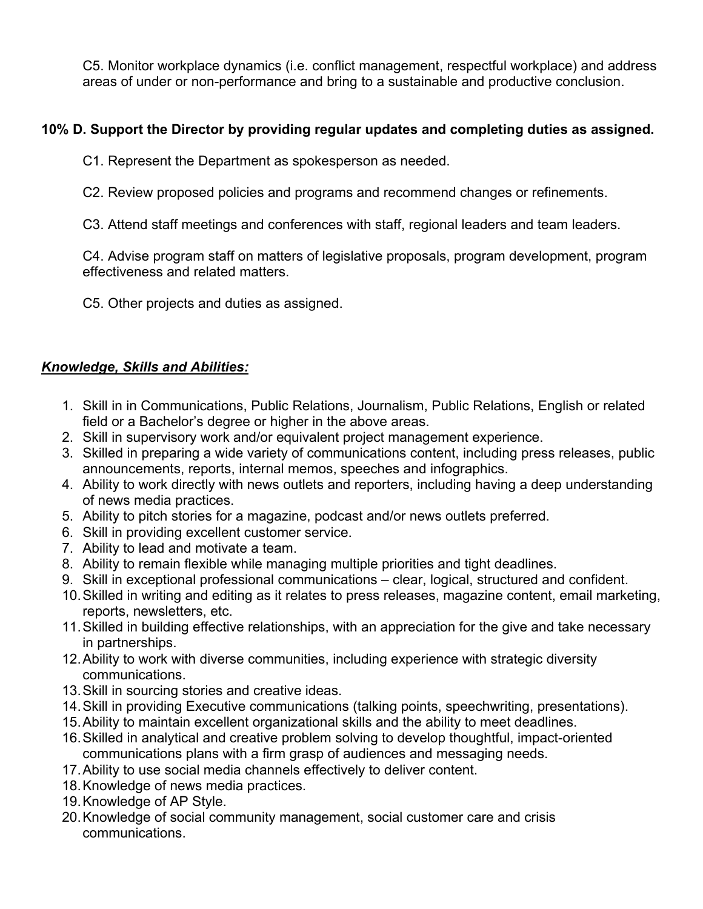C5. Monitor workplace dynamics (i.e. conflict management, respectful workplace) and address areas of under or non-performance and bring to a sustainable and productive conclusion.

**10% D. Support the Director by providing regular updates and completing duties as assigned.**

C1. Represent the Department as spokesperson as needed.

C2. Review proposed policies and programs and recommend changes or refinements.

C3. Attend staff meetings and conferences with staff, regional leaders and team leaders.

C4. Advise program staff on matters of legislative proposals, program development, program effectiveness and related matters.

C5. Other projects and duties as assigned.

***Knowledge, Skills and Abilities:***

1. Skill in in Communications, Public Relations, Journalism, Public Relations, English or related field or a Bachelor's degree or higher in the above areas.
2. Skill in supervisory work and/or equivalent project management experience.
3. Skilled in preparing a wide variety of communications content, including press releases, public announcements, reports, internal memos, speeches and infographics.
4. Ability to work directly with news outlets and reporters, including having a deep understanding of news media practices.
5. Ability to pitch stories for a magazine, podcast and/or news outlets preferred.
6. Skill in providing excellent customer service.
7. Ability to lead and motivate a team.
8. Ability to remain flexible while managing multiple priorities and tight deadlines.
9. Skill in exceptional professional communications – clear, logical, structured and confident.
10. Skilled in writing and editing as it relates to press releases, magazine content, email marketing, reports, newsletters, etc.
11. Skilled in building effective relationships, with an appreciation for the give and take necessary in partnerships.
12. Ability to work with diverse communities, including experience with strategic diversity communications.
13. Skill in sourcing stories and creative ideas.
14. Skill in providing Executive communications (talking points, speechwriting, presentations).
15. Ability to maintain excellent organizational skills and the ability to meet deadlines.
16. Skilled in analytical and creative problem solving to develop thoughtful, impact-oriented communications plans with a firm grasp of audiences and messaging needs.
17. Ability to use social media channels effectively to deliver content.
18. Knowledge of news media practices.
19. Knowledge of AP Style.
20. Knowledge of social community management, social customer care and crisis communications.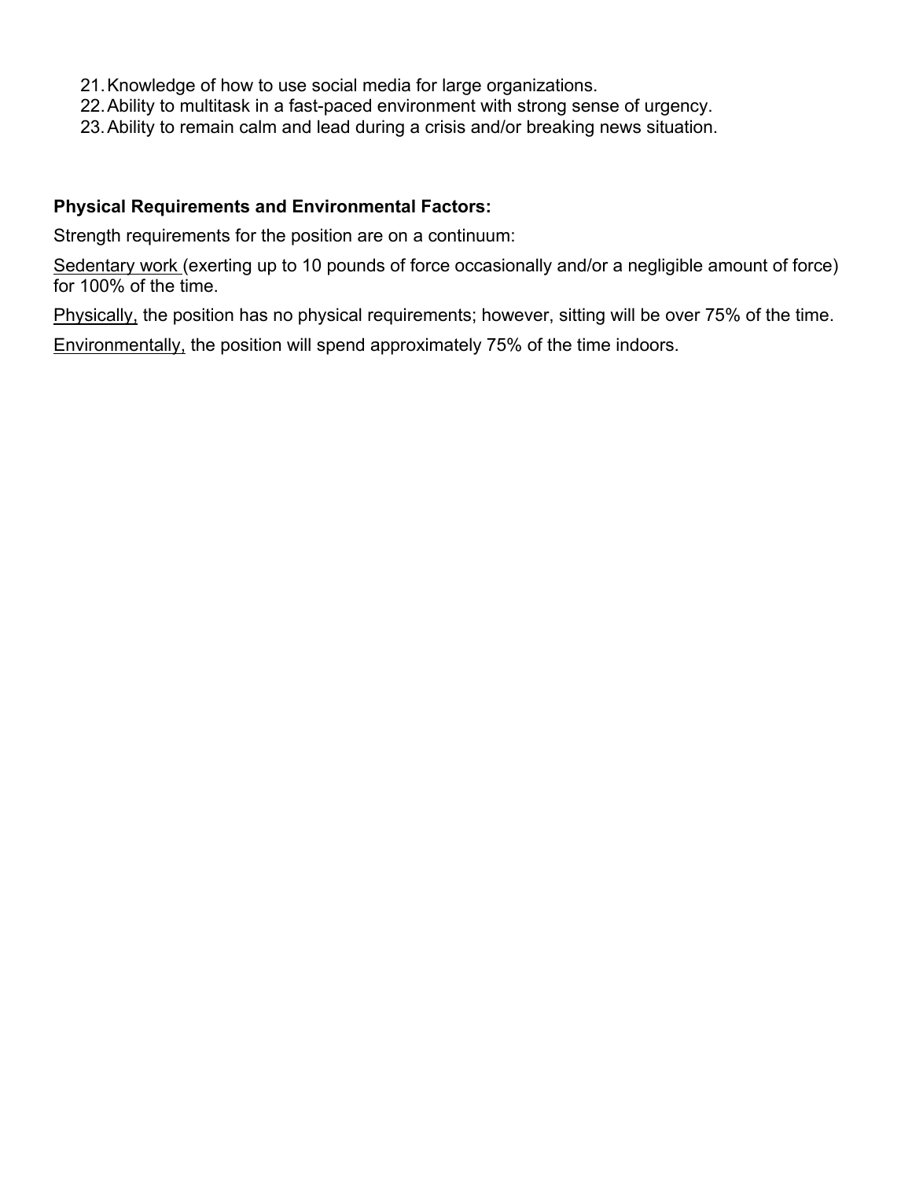21. Knowledge of how to use social media for large organizations.
22. Ability to multitask in a fast-paced environment with strong sense of urgency.
23. Ability to remain calm and lead during a crisis and/or breaking news situation.

**Physical Requirements and Environmental Factors:**

Strength requirements for the position are on a continuum:

<u>Sedentary work</u> (exerting up to 10 pounds of force occasionally and/or a negligible amount of force) for 100% of the time.

<u>Physically,</u> the position has no physical requirements; however, sitting will be over 75% of the time.

<u>Environmentally,</u> the position will spend approximately 75% of the time indoors.